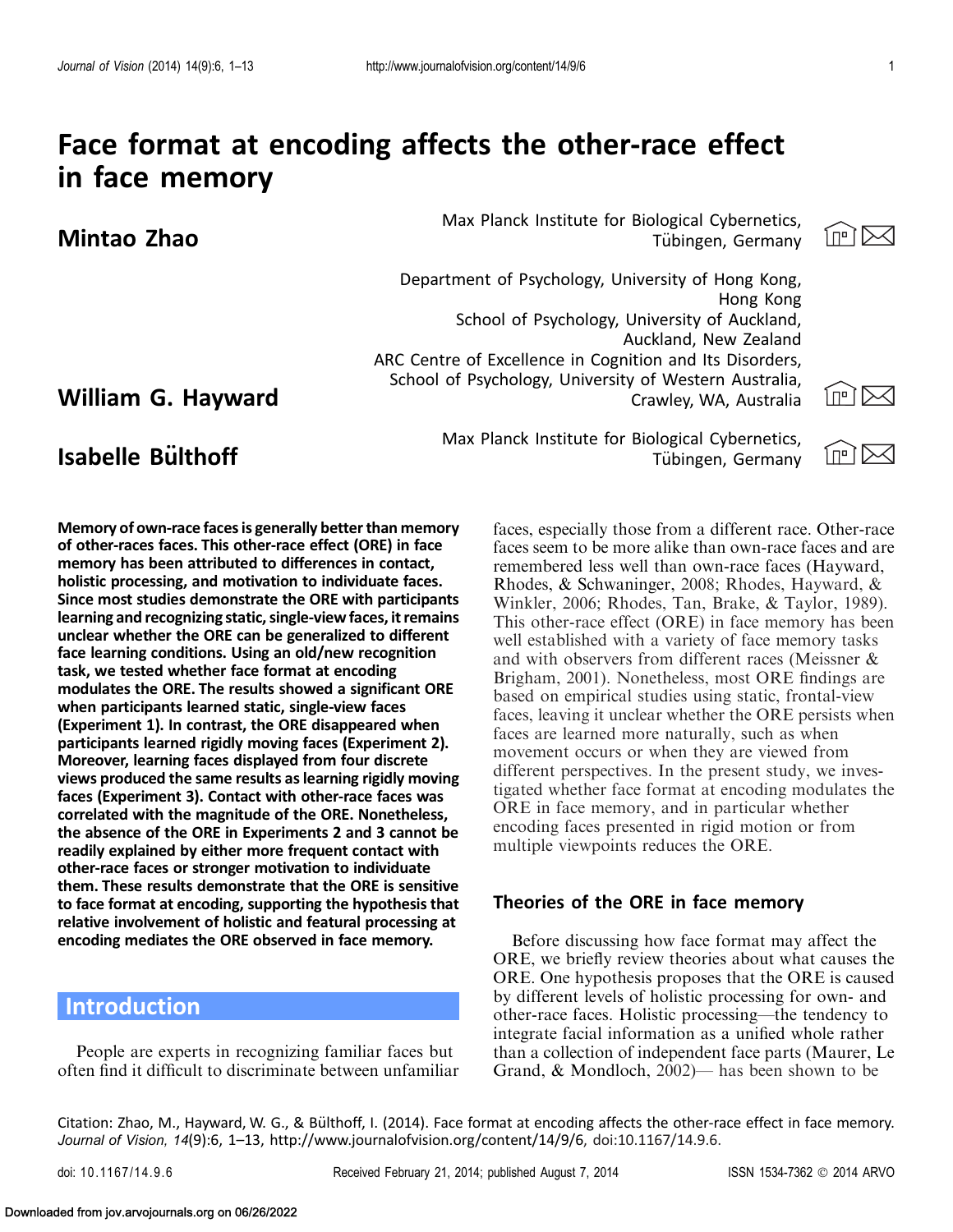# Face format at encoding affects the other-race effect in face memory

**Mintao Zhao**
Max Planck Institute for Biological Cybernetics, Tübingen, Germany

**William G. Hayward**
Department of Psychology, University of Hong Kong, Hong Kong
School of Psychology, University of Auckland, Auckland, New Zealand
ARC Centre of Excellence in Cognition and Its Disorders, School of Psychology, University of Western Australia, Crawley, WA, Australia

**Isabelle Bülthoff**
Max Planck Institute for Biological Cybernetics, Tübingen, Germany

**Memory of own-race faces is generally better than memory of other-races faces. This other-race effect (ORE) in face memory has been attributed to differences in contact, holistic processing, and motivation to individuate faces. Since most studies demonstrate the ORE with participants learning and recognizing static, single-view faces, it remains unclear whether the ORE can be generalized to different face learning conditions. Using an old/new recognition task, we tested whether face format at encoding modulates the ORE. The results showed a significant ORE when participants learned static, single-view faces (Experiment 1). In contrast, the ORE disappeared when participants learned rigidly moving faces (Experiment 2). Moreover, learning faces displayed from four discrete views produced the same results as learning rigidly moving faces (Experiment 3). Contact with other-race faces was correlated with the magnitude of the ORE. Nonetheless, the absence of the ORE in Experiments 2 and 3 cannot be readily explained by either more frequent contact with other-race faces or stronger motivation to individuate them. These results demonstrate that the ORE is sensitive to face format at encoding, supporting the hypothesis that relative involvement of holistic and featural processing at encoding mediates the ORE observed in face memory.**

## Introduction

People are experts in recognizing familiar faces but often find it difficult to discriminate between unfamiliar faces, especially those from a different race. Other-race faces seem to be more alike than own-race faces and are remembered less well than own-race faces (Hayward, Rhodes, & Schwaninger, 2008; Rhodes, Hayward, & Winkler, 2006; Rhodes, Tan, Brake, & Taylor, 1989). This other-race effect (ORE) in face memory has been well established with a variety of face memory tasks and with observers from different races (Meissner & Brigham, 2001). Nonetheless, most ORE findings are based on empirical studies using static, frontal-view faces, leaving it unclear whether the ORE persists when faces are learned more naturally, such as when movement occurs or when they are viewed from different perspectives. In the present study, we investigated whether face format at encoding modulates the ORE in face memory, and in particular whether encoding faces presented in rigid motion or from multiple viewpoints reduces the ORE.

### Theories of the ORE in face memory

Before discussing how face format may affect the ORE, we briefly review theories about what causes the ORE. One hypothesis proposes that the ORE is caused by different levels of holistic processing for own- and other-race faces. Holistic processing—the tendency to integrate facial information as a unified whole rather than a collection of independent face parts (Maurer, Le Grand, & Mondloch, 2002)— has been shown to be

Citation: Zhao, M., Hayward, W. G., & Bülthoff, I. (2014). Face format at encoding affects the other-race effect in face memory. *Journal of Vision, 14*(9):6, 1–13, http://www.journalofvision.org/content/14/9/6, doi:10.1167/14.9.6.

doi: 10.1167/14.9.6 Received February 21, 2014; published August 7, 2014 ISSN 1534-7362 © 2014 ARVO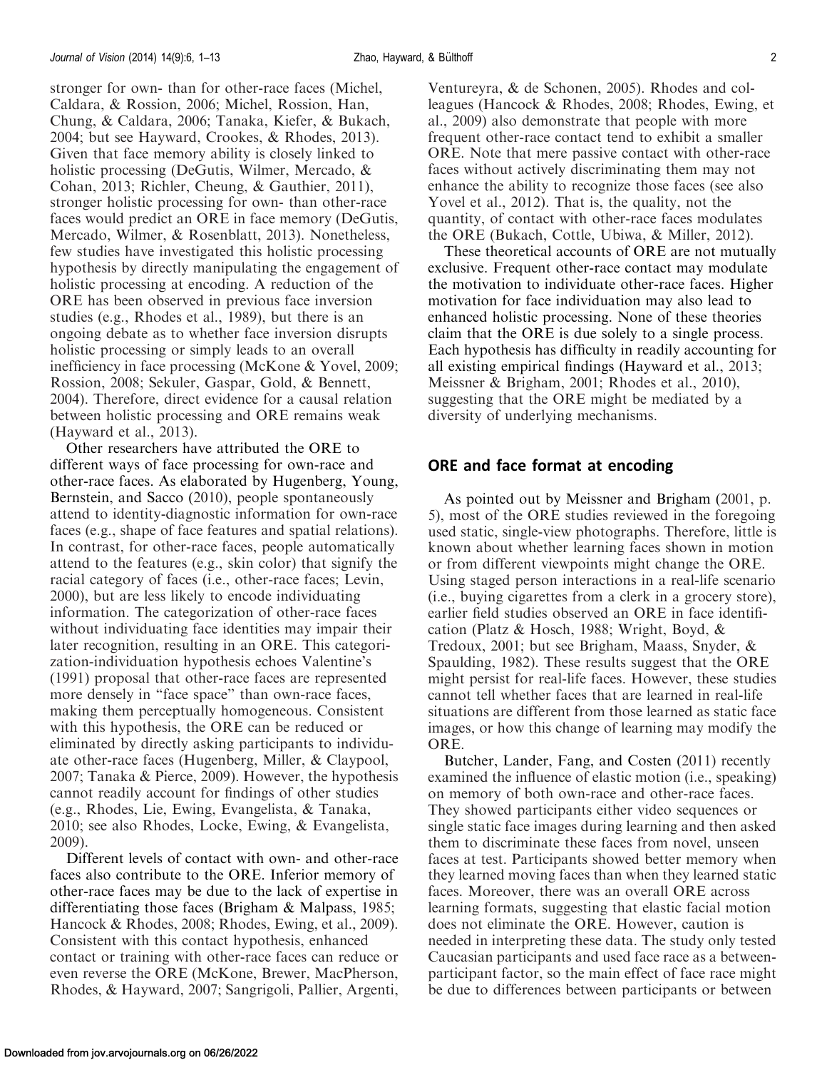stronger for own- than for other-race faces (Michel, Caldara, & Rossion, 2006; Michel, Rossion, Han, Chung, & Caldara, 2006; Tanaka, Kiefer, & Bukach, 2004; but see Hayward, Crookes, & Rhodes, 2013). Given that face memory ability is closely linked to holistic processing (DeGutis, Wilmer, Mercado, & Cohan, 2013; Richler, Cheung, & Gauthier, 2011), stronger holistic processing for own- than other-race faces would predict an ORE in face memory (DeGutis, Mercado, Wilmer, & Rosenblatt, 2013). Nonetheless, few studies have investigated this holistic processing hypothesis by directly manipulating the engagement of holistic processing at encoding. A reduction of the ORE has been observed in previous face inversion studies (e.g., Rhodes et al., 1989), but there is an ongoing debate as to whether face inversion disrupts holistic processing or simply leads to an overall inefficiency in face processing (McKone & Yovel, 2009; Rossion, 2008; Sekuler, Gaspar, Gold, & Bennett, 2004). Therefore, direct evidence for a causal relation between holistic processing and ORE remains weak (Hayward et al., 2013).

Other researchers have attributed the ORE to different ways of face processing for own-race and other-race faces. As elaborated by Hugenberg, Young, Bernstein, and Sacco (2010), people spontaneously attend to identity-diagnostic information for own-race faces (e.g., shape of face features and spatial relations). In contrast, for other-race faces, people automatically attend to the features (e.g., skin color) that signify the racial category of faces (i.e., other-race faces; Levin, 2000), but are less likely to encode individuating information. The categorization of other-race faces without individuating face identities may impair their later recognition, resulting in an ORE. This categorization-individuation hypothesis echoes Valentine's (1991) proposal that other-race faces are represented more densely in "face space" than own-race faces, making them perceptually homogeneous. Consistent with this hypothesis, the ORE can be reduced or eliminated by directly asking participants to individuate other-race faces (Hugenberg, Miller, & Claypool, 2007; Tanaka & Pierce, 2009). However, the hypothesis cannot readily account for findings of other studies (e.g., Rhodes, Lie, Ewing, Evangelista, & Tanaka, 2010; see also Rhodes, Locke, Ewing, & Evangelista, 2009).

Different levels of contact with own- and other-race faces also contribute to the ORE. Inferior memory of other-race faces may be due to the lack of expertise in differentiating those faces (Brigham & Malpass, 1985; Hancock & Rhodes, 2008; Rhodes, Ewing, et al., 2009). Consistent with this contact hypothesis, enhanced contact or training with other-race faces can reduce or even reverse the ORE (McKone, Brewer, MacPherson, Rhodes, & Hayward, 2007; Sangrigoli, Pallier, Argenti, Ventureyra, & de Schonen, 2005). Rhodes and colleagues (Hancock & Rhodes, 2008; Rhodes, Ewing, et al., 2009) also demonstrate that people with more frequent other-race contact tend to exhibit a smaller ORE. Note that mere passive contact with other-race faces without actively discriminating them may not enhance the ability to recognize those faces (see also Yovel et al., 2012). That is, the quality, not the quantity, of contact with other-race faces modulates the ORE (Bukach, Cottle, Ubiwa, & Miller, 2012).

These theoretical accounts of ORE are not mutually exclusive. Frequent other-race contact may modulate the motivation to individuate other-race faces. Higher motivation for face individuation may also lead to enhanced holistic processing. None of these theories claim that the ORE is due solely to a single process. Each hypothesis has difficulty in readily accounting for all existing empirical findings (Hayward et al., 2013; Meissner & Brigham, 2001; Rhodes et al., 2010), suggesting that the ORE might be mediated by a diversity of underlying mechanisms.

## ORE and face format at encoding

As pointed out by Meissner and Brigham (2001, p. 5), most of the ORE studies reviewed in the foregoing used static, single-view photographs. Therefore, little is known about whether learning faces shown in motion or from different viewpoints might change the ORE. Using staged person interactions in a real-life scenario (i.e., buying cigarettes from a clerk in a grocery store), earlier field studies observed an ORE in face identification (Platz & Hosch, 1988; Wright, Boyd, & Tredoux, 2001; but see Brigham, Maass, Snyder, & Spaulding, 1982). These results suggest that the ORE might persist for real-life faces. However, these studies cannot tell whether faces that are learned in real-life situations are different from those learned as static face images, or how this change of learning may modify the ORE.

Butcher, Lander, Fang, and Costen (2011) recently examined the influence of elastic motion (i.e., speaking) on memory of both own-race and other-race faces. They showed participants either video sequences or single static face images during learning and then asked them to discriminate these faces from novel, unseen faces at test. Participants showed better memory when they learned moving faces than when they learned static faces. Moreover, there was an overall ORE across learning formats, suggesting that elastic facial motion does not eliminate the ORE. However, caution is needed in interpreting these data. The study only tested Caucasian participants and used face race as a between-participant factor, so the main effect of face race might be due to differences between participants or between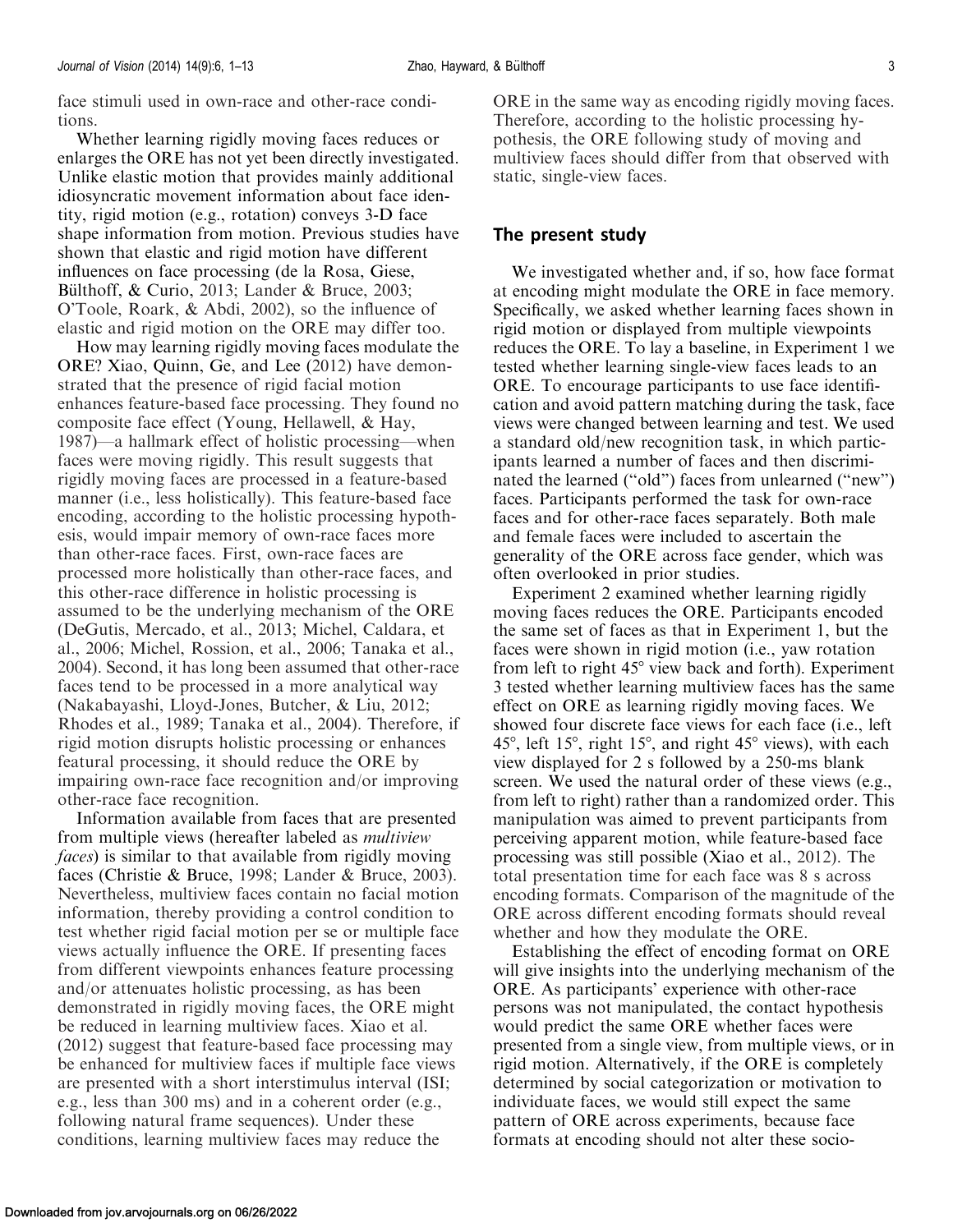face stimuli used in own-race and other-race conditions.

Whether learning rigidly moving faces reduces or enlarges the ORE has not yet been directly investigated. Unlike elastic motion that provides mainly additional idiosyncratic movement information about face identity, rigid motion (e.g., rotation) conveys 3-D face shape information from motion. Previous studies have shown that elastic and rigid motion have different influences on face processing (de la Rosa, Giese, Bülthoff, & Curio, 2013; Lander & Bruce, 2003; O'Toole, Roark, & Abdi, 2002), so the influence of elastic and rigid motion on the ORE may differ too.

How may learning rigidly moving faces modulate the ORE? Xiao, Quinn, Ge, and Lee (2012) have demonstrated that the presence of rigid facial motion enhances feature-based face processing. They found no composite face effect (Young, Hellawell, & Hay, 1987)—a hallmark effect of holistic processing—when faces were moving rigidly. This result suggests that rigidly moving faces are processed in a feature-based manner (i.e., less holistically). This feature-based face encoding, according to the holistic processing hypothesis, would impair memory of own-race faces more than other-race faces. First, own-race faces are processed more holistically than other-race faces, and this other-race difference in holistic processing is assumed to be the underlying mechanism of the ORE (DeGutis, Mercado, et al., 2013; Michel, Caldara, et al., 2006; Michel, Rossion, et al., 2006; Tanaka et al., 2004). Second, it has long been assumed that other-race faces tend to be processed in a more analytical way (Nakabayashi, Lloyd-Jones, Butcher, & Liu, 2012; Rhodes et al., 1989; Tanaka et al., 2004). Therefore, if rigid motion disrupts holistic processing or enhances featural processing, it should reduce the ORE by impairing own-race face recognition and/or improving other-race face recognition.

Information available from faces that are presented from multiple views (hereafter labeled as *multiview faces*) is similar to that available from rigidly moving faces (Christie & Bruce, 1998; Lander & Bruce, 2003). Nevertheless, multiview faces contain no facial motion information, thereby providing a control condition to test whether rigid facial motion per se or multiple face views actually influence the ORE. If presenting faces from different viewpoints enhances feature processing and/or attenuates holistic processing, as has been demonstrated in rigidly moving faces, the ORE might be reduced in learning multiview faces. Xiao et al. (2012) suggest that feature-based face processing may be enhanced for multiview faces if multiple face views are presented with a short interstimulus interval (ISI; e.g., less than 300 ms) and in a coherent order (e.g., following natural frame sequences). Under these conditions, learning multiview faces may reduce the ORE in the same way as encoding rigidly moving faces. Therefore, according to the holistic processing hypothesis, the ORE following study of moving and multiview faces should differ from that observed with static, single-view faces.

## The present study

We investigated whether and, if so, how face format at encoding might modulate the ORE in face memory. Specifically, we asked whether learning faces shown in rigid motion or displayed from multiple viewpoints reduces the ORE. To lay a baseline, in Experiment 1 we tested whether learning single-view faces leads to an ORE. To encourage participants to use face identification and avoid pattern matching during the task, face views were changed between learning and test. We used a standard old/new recognition task, in which participants learned a number of faces and then discriminated the learned ("old") faces from unlearned ("new") faces. Participants performed the task for own-race faces and for other-race faces separately. Both male and female faces were included to ascertain the generality of the ORE across face gender, which was often overlooked in prior studies.

Experiment 2 examined whether learning rigidly moving faces reduces the ORE. Participants encoded the same set of faces as that in Experiment 1, but the faces were shown in rigid motion (i.e., yaw rotation from left to right 45° view back and forth). Experiment 3 tested whether learning multiview faces has the same effect on ORE as learning rigidly moving faces. We showed four discrete face views for each face (i.e., left 45°, left 15°, right 15°, and right 45° views), with each view displayed for 2 s followed by a 250-ms blank screen. We used the natural order of these views (e.g., from left to right) rather than a randomized order. This manipulation was aimed to prevent participants from perceiving apparent motion, while feature-based face processing was still possible (Xiao et al., 2012). The total presentation time for each face was 8 s across encoding formats. Comparison of the magnitude of the ORE across different encoding formats should reveal whether and how they modulate the ORE.

Establishing the effect of encoding format on ORE will give insights into the underlying mechanism of the ORE. As participants' experience with other-race persons was not manipulated, the contact hypothesis would predict the same ORE whether faces were presented from a single view, from multiple views, or in rigid motion. Alternatively, if the ORE is completely determined by social categorization or motivation to individuate faces, we would still expect the same pattern of ORE across experiments, because face formats at encoding should not alter these socio-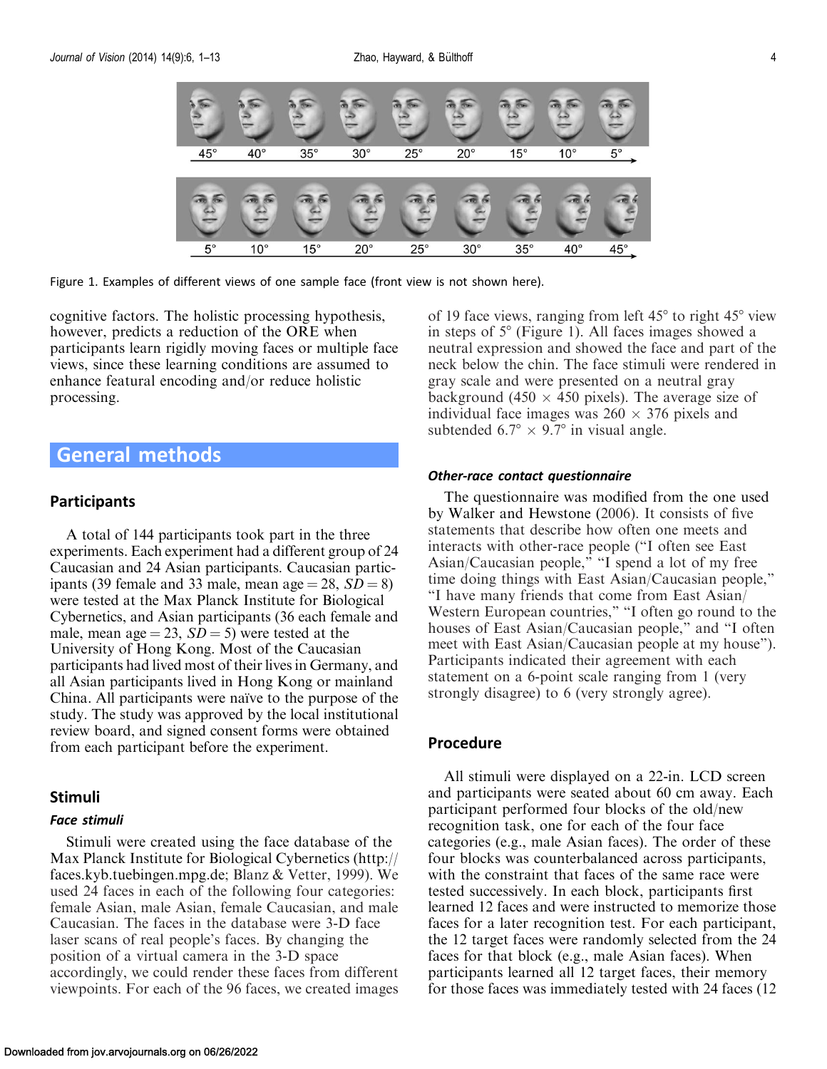Figure 1. Examples of different views of one sample face (front view is not shown here).

cognitive factors. The holistic processing hypothesis, however, predicts a reduction of the ORE when participants learn rigidly moving faces or multiple face views, since these learning conditions are assumed to enhance featural encoding and/or reduce holistic processing.

# General methods

## Participants

A total of 144 participants took part in the three experiments. Each experiment had a different group of 24 Caucasian and 24 Asian participants. Caucasian participants (39 female and 33 male, mean age = 28, *SD* = 8) were tested at the Max Planck Institute for Biological Cybernetics, and Asian participants (36 each female and male, mean age = 23, *SD* = 5) were tested at the University of Hong Kong. Most of the Caucasian participants had lived most of their lives in Germany, and all Asian participants lived in Hong Kong or mainland China. All participants were naïve to the purpose of the study. The study was approved by the local institutional review board, and signed consent forms were obtained from each participant before the experiment.

## Stimuli

### *Face stimuli*

Stimuli were created using the face database of the Max Planck Institute for Biological Cybernetics (http://faces.kyb.tuebingen.mpg.de; Blanz & Vetter, 1999). We used 24 faces in each of the following four categories: female Asian, male Asian, female Caucasian, and male Caucasian. The faces in the database were 3-D face laser scans of real people's faces. By changing the position of a virtual camera in the 3-D space accordingly, we could render these faces from different viewpoints. For each of the 96 faces, we created images of 19 face views, ranging from left 45° to right 45° view in steps of 5° (Figure 1). All faces images showed a neutral expression and showed the face and part of the neck below the chin. The face stimuli were rendered in gray scale and were presented on a neutral gray background (450 × 450 pixels). The average size of individual face images was 260 × 376 pixels and subtended 6.7° × 9.7° in visual angle.

### *Other-race contact questionnaire*

The questionnaire was modified from the one used by Walker and Hewstone (2006). It consists of five statements that describe how often one meets and interacts with other-race people ("I often see East Asian/Caucasian people," "I spend a lot of my free time doing things with East Asian/Caucasian people," "I have many friends that come from East Asian/Western European countries," "I often go round to the houses of East Asian/Caucasian people," and "I often meet with East Asian/Caucasian people at my house"). Participants indicated their agreement with each statement on a 6-point scale ranging from 1 (very strongly disagree) to 6 (very strongly agree).

## Procedure

All stimuli were displayed on a 22-in. LCD screen and participants were seated about 60 cm away. Each participant performed four blocks of the old/new recognition task, one for each of the four face categories (e.g., male Asian faces). The order of these four blocks was counterbalanced across participants, with the constraint that faces of the same race were tested successively. In each block, participants first learned 12 faces and were instructed to memorize those faces for a later recognition test. For each participant, the 12 target faces were randomly selected from the 24 faces for that block (e.g., male Asian faces). When participants learned all 12 target faces, their memory for those faces was immediately tested with 24 faces (12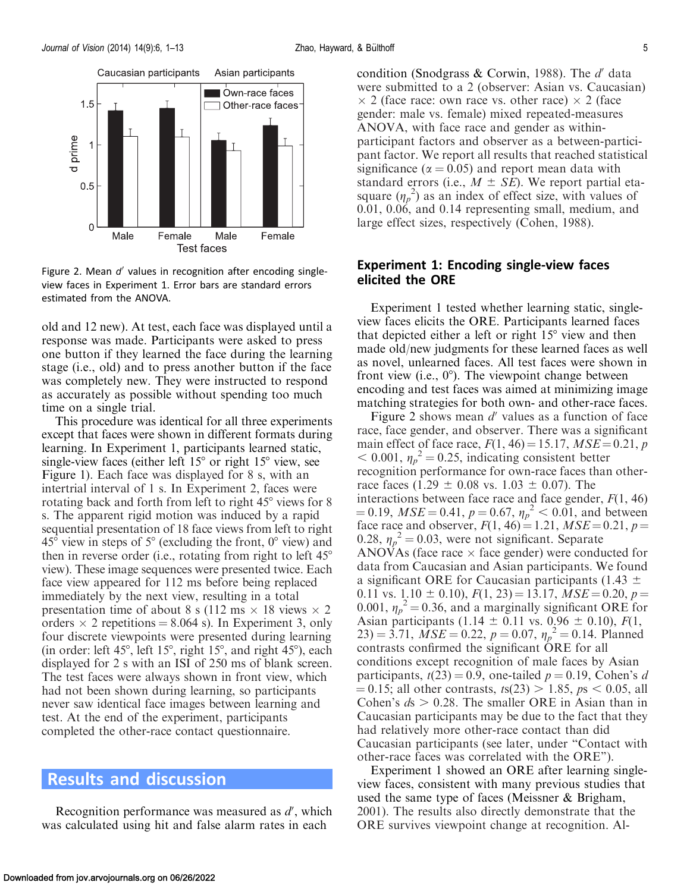Figure 2. Mean $d'$ values in recognition after encoding single-view faces in Experiment 1. Error bars are standard errors estimated from the ANOVA.

old and 12 new). At test, each face was displayed until a response was made. Participants were asked to press one button if they learned the face during the learning stage (i.e., old) and to press another button if the face was completely new. They were instructed to respond as accurately as possible without spending too much time on a single trial.

This procedure was identical for all three experiments except that faces were shown in different formats during learning. In Experiment 1, participants learned static, single-view faces (either left 15° or right 15° view, see Figure 1). Each face was displayed for 8 s, with an intertrial interval of 1 s. In Experiment 2, faces were rotating back and forth from left to right 45° views for 8 s. The apparent rigid motion was induced by a rapid sequential presentation of 18 face views from left to right 45° view in steps of 5° (excluding the front, 0° view) and then in reverse order (i.e., rotating from right to left 45° view). These image sequences were presented twice. Each face view appeared for 112 ms before being replaced immediately by the next view, resulting in a total presentation time of about 8 s (112 ms × 18 views × 2 orders × 2 repetitions = 8.064 s). In Experiment 3, only four discrete viewpoints were presented during learning (in order: left 45°, left 15°, right 15°, and right 45°), each displayed for 2 s with an ISI of 250 ms of blank screen. The test faces were always shown in front view, which had not been shown during learning, so participants never saw identical face images between learning and test. At the end of the experiment, participants completed the other-race contact questionnaire.

# Results and discussion

Recognition performance was measured as $d'$, which was calculated using hit and false alarm rates in each condition (Snodgrass & Corwin, 1988). The $d'$ data were submitted to a 2 (observer: Asian vs. Caucasian) × 2 (face race: own race vs. other race) × 2 (face gender: male vs. female) mixed repeated-measures ANOVA, with face race and gender as within-participant factors and observer as a between-participant factor. We report all results that reached statistical significance ($\alpha = 0.05$) and report mean data with standard errors (i.e., $M \pm SE$). We report partial eta-square ($\eta_p^2$) as an index of effect size, with values of 0.01, 0.06, and 0.14 representing small, medium, and large effect sizes, respectively (Cohen, 1988).

## Experiment 1: Encoding single-view faces elicited the ORE

Experiment 1 tested whether learning static, single-view faces elicits the ORE. Participants learned faces that depicted either a left or right 15° view and then made old/new judgments for these learned faces as well as novel, unlearned faces. All test faces were shown in front view (i.e., 0°). The viewpoint change between encoding and test faces was aimed at minimizing image matching strategies for both own- and other-race faces.

Figure 2 shows mean $d'$ values as a function of face race, face gender, and observer. There was a significant main effect of face race, $F(1, 46) = 15.17$, $MSE = 0.21$, $p < 0.001$, $\eta_p^2 = 0.25$, indicating consistent better recognition performance for own-race faces than other-race faces (1.29 ± 0.08 vs. 1.03 ± 0.07). The interactions between face race and face gender, $F(1, 46) = 0.19$, $MSE = 0.41$, $p = 0.67$, $\eta_p^2 < 0.01$, and between face race and observer, $F(1, 46) = 1.21$, $MSE = 0.21$, $p = 0.28$, $\eta_p^2 = 0.03$, were not significant. Separate ANOVAs (face race × face gender) were conducted for data from Caucasian and Asian participants. We found a significant ORE for Caucasian participants (1.43 ± 0.11 vs. 1.10 ± 0.10), $F(1, 23) = 13.17$, $MSE = 0.20$, $p = 0.001$, $\eta_p^2 = 0.36$, and a marginally significant ORE for Asian participants (1.14 ± 0.11 vs. 0.96 ± 0.10), $F(1, 23) = 3.71$, $MSE = 0.22$, $p = 0.07$, $\eta_p^2 = 0.14$. Planned contrasts confirmed the significant ORE for all conditions except recognition of male faces by Asian participants, $t(23) = 0.9$, one-tailed $p = 0.19$, Cohen's $d = 0.15$; all other contrasts, $ts(23) > 1.85$, $ps < 0.05$, all Cohen's $ds > 0.28$. The smaller ORE in Asian than in Caucasian participants may be due to the fact that they had relatively more other-race contact than did Caucasian participants (see later, under "Contact with other-race faces was correlated with the ORE").

Experiment 1 showed an ORE after learning single-view faces, consistent with many previous studies that used the same type of faces (Meissner & Brigham, 2001). The results also directly demonstrate that the ORE survives viewpoint change at recognition. Al-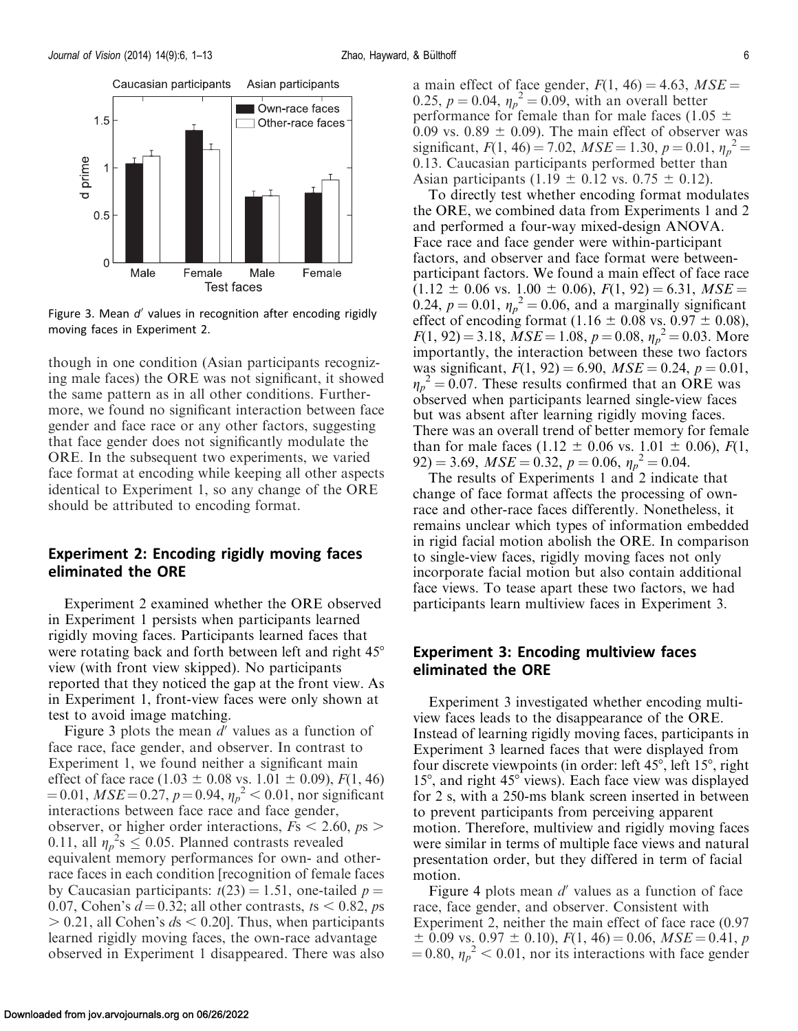Figure 3. Mean $d'$ values in recognition after encoding rigidly moving faces in Experiment 2.

though in one condition (Asian participants recognizing male faces) the ORE was not significant, it showed the same pattern as in all other conditions. Furthermore, we found no significant interaction between face gender and face race or any other factors, suggesting that face gender does not significantly modulate the ORE. In the subsequent two experiments, we varied face format at encoding while keeping all other aspects identical to Experiment 1, so any change of the ORE should be attributed to encoding format.

## Experiment 2: Encoding rigidly moving faces eliminated the ORE

Experiment 2 examined whether the ORE observed in Experiment 1 persists when participants learned rigidly moving faces. Participants learned faces that were rotating back and forth between left and right 45° view (with front view skipped). No participants reported that they noticed the gap at the front view. As in Experiment 1, front-view faces were only shown at test to avoid image matching.

Figure 3 plots the mean $d'$ values as a function of face race, face gender, and observer. In contrast to Experiment 1, we found neither a significant main effect of face race ($1.03 \pm 0.08$ vs. $1.01 \pm 0.09$), $F(1, 46) = 0.01$, $MSE = 0.27$, $p = 0.94$, $\eta_p^2 < 0.01$, nor significant interactions between face race and face gender, observer, or higher order interactions, $Fs < 2.60$, $ps > 0.11$, all $\eta_p^2\text{s} \leq 0.05$. Planned contrasts revealed equivalent memory performances for own- and other-race faces in each condition [recognition of female faces by Caucasian participants: $t(23) = 1.51$, one-tailed $p = 0.07$, Cohen's $d = 0.32$; all other contrasts, $ts < 0.82$, $ps > 0.21$, all Cohen's $ds < 0.20$]. Thus, when participants learned rigidly moving faces, the own-race advantage observed in Experiment 1 disappeared. There was also a main effect of face gender, $F(1, 46) = 4.63$, $MSE = 0.25$, $p = 0.04$, $\eta_p^2 = 0.09$, with an overall better performance for female than for male faces ($1.05 \pm 0.09$ vs. $0.89 \pm 0.09$). The main effect of observer was significant, $F(1, 46) = 7.02$, $MSE = 1.30$, $p = 0.01$, $\eta_p^2 = 0.13$. Caucasian participants performed better than Asian participants ($1.19 \pm 0.12$ vs. $0.75 \pm 0.12$).

To directly test whether encoding format modulates the ORE, we combined data from Experiments 1 and 2 and performed a four-way mixed-design ANOVA. Face race and face gender were within-participant factors, and observer and face format were between-participant factors. We found a main effect of face race ($1.12 \pm 0.06$ vs. $1.00 \pm 0.06$), $F(1, 92) = 6.31$, $MSE = 0.24$, $p = 0.01$, $\eta_p^2 = 0.06$, and a marginally significant effect of encoding format ($1.16 \pm 0.08$ vs. $0.97 \pm 0.08$), $F(1, 92) = 3.18$, $MSE = 1.08$, $p = 0.08$, $\eta_p^2 = 0.03$. More importantly, the interaction between these two factors was significant, $F(1, 92) = 6.90$, $MSE = 0.24$, $p = 0.01$, $\eta_p^2 = 0.07$. These results confirmed that an ORE was observed when participants learned single-view faces but was absent after learning rigidly moving faces. There was an overall trend of better memory for female than for male faces ($1.12 \pm 0.06$ vs. $1.01 \pm 0.06$), $F(1, 92) = 3.69$, $MSE = 0.32$, $p = 0.06$, $\eta_p^2 = 0.04$.

The results of Experiments 1 and 2 indicate that change of face format affects the processing of own-race and other-race faces differently. Nonetheless, it remains unclear which types of information embedded in rigid facial motion abolish the ORE. In comparison to single-view faces, rigidly moving faces not only incorporate facial motion but also contain additional face views. To tease apart these two factors, we had participants learn multiview faces in Experiment 3.

## Experiment 3: Encoding multiview faces eliminated the ORE

Experiment 3 investigated whether encoding multiview faces leads to the disappearance of the ORE. Instead of learning rigidly moving faces, participants in Experiment 3 learned faces that were displayed from four discrete viewpoints (in order: left 45°, left 15°, right 15°, and right 45° views). Each face view was displayed for 2 s, with a 250-ms blank screen inserted in between to prevent participants from perceiving apparent motion. Therefore, multiview and rigidly moving faces were similar in terms of multiple face views and natural presentation order, but they differed in term of facial motion.

Figure 4 plots mean $d'$ values as a function of face race, face gender, and observer. Consistent with Experiment 2, neither the main effect of face race ($0.97 \pm 0.09$ vs. $0.97 \pm 0.10$), $F(1, 46) = 0.06$, $MSE = 0.41$, $p = 0.80$, $\eta_p^2 < 0.01$, nor its interactions with face gender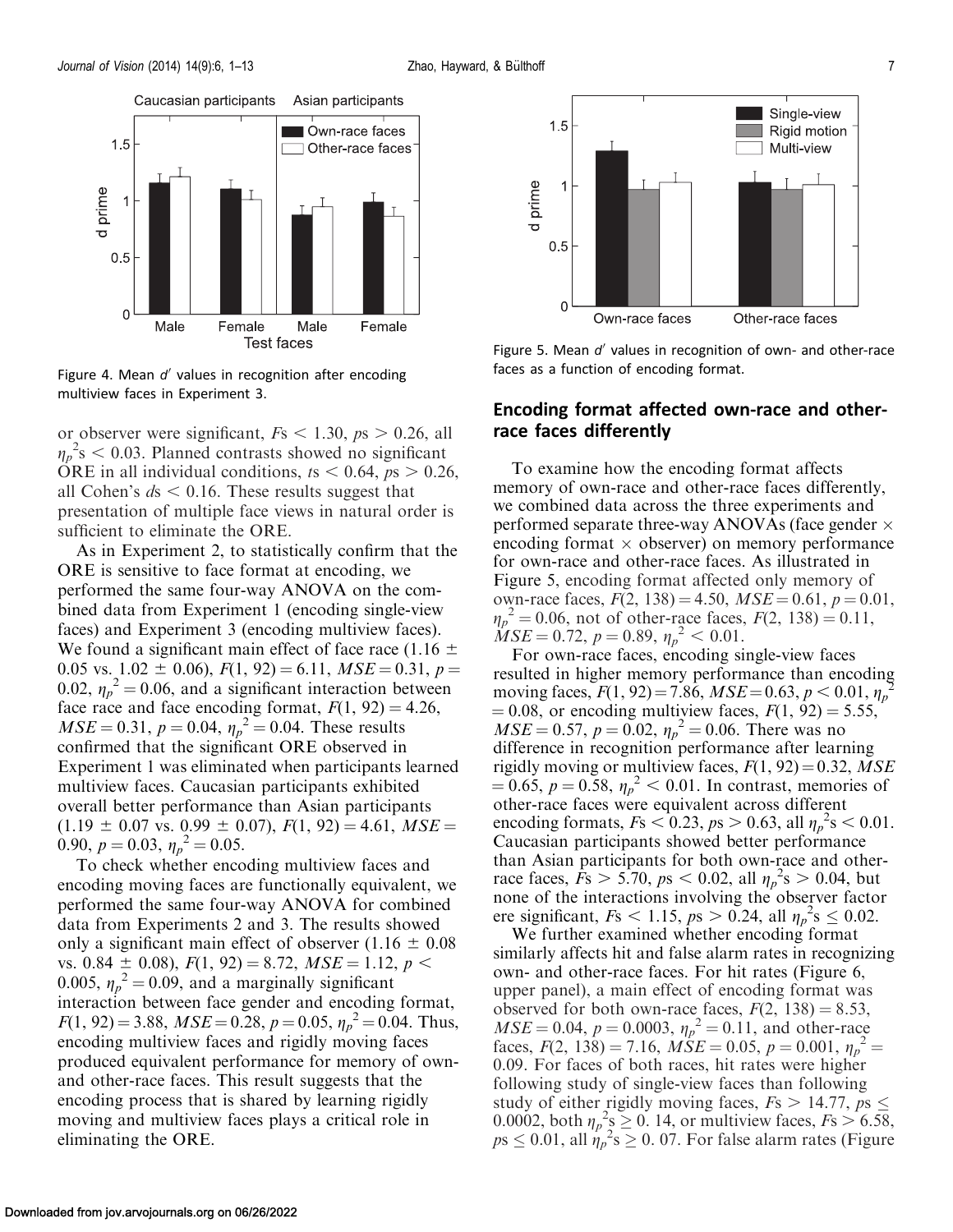Figure 4. Mean $d'$ values in recognition after encoding multiview faces in Experiment 3.

Figure 5. Mean $d'$ values in recognition of own- and other-race faces as a function of encoding format.

or observer were significant, $Fs < 1.30$, $ps > 0.26$, all $\eta_p^2$s $< 0.03$. Planned contrasts showed no significant ORE in all individual conditions, $ts < 0.64$, $ps > 0.26$, all Cohen's $ds < 0.16$. These results suggest that presentation of multiple face views in natural order is sufficient to eliminate the ORE.

As in Experiment 2, to statistically confirm that the ORE is sensitive to face format at encoding, we performed the same four-way ANOVA on the combined data from Experiment 1 (encoding single-view faces) and Experiment 3 (encoding multiview faces). We found a significant main effect of face race ($1.16 \pm 0.05$ vs. $1.02 \pm 0.06$), $F(1, 92) = 6.11$, $MSE = 0.31$, $p = 0.02$, $\eta_p^2 = 0.06$, and a significant interaction between face race and face encoding format, $F(1, 92) = 4.26$, $MSE = 0.31$, $p = 0.04$, $\eta_p^2 = 0.04$. These results confirmed that the significant ORE observed in Experiment 1 was eliminated when participants learned multiview faces. Caucasian participants exhibited overall better performance than Asian participants ($1.19 \pm 0.07$ vs. $0.99 \pm 0.07$), $F(1, 92) = 4.61$, $MSE = 0.90$, $p = 0.03$, $\eta_p^2 = 0.05$.

To check whether encoding multiview faces and encoding moving faces are functionally equivalent, we performed the same four-way ANOVA for combined data from Experiments 2 and 3. The results showed only a significant main effect of observer ($1.16 \pm 0.08$ vs. $0.84 \pm 0.08$), $F(1, 92) = 8.72$, $MSE = 1.12$, $p < 0.005$, $\eta_p^2 = 0.09$, and a marginally significant interaction between face gender and encoding format, $F(1, 92) = 3.88$, $MSE = 0.28$, $p = 0.05$, $\eta_p^2 = 0.04$. Thus, encoding multiview faces and rigidly moving faces produced equivalent performance for memory of own- and other-race faces. This result suggests that the encoding process that is shared by learning rigidly moving and multiview faces plays a critical role in eliminating the ORE.

## Encoding format affected own-race and other-race faces differently

To examine how the encoding format affects memory of own-race and other-race faces differently, we combined data across the three experiments and performed separate three-way ANOVAs (face gender $\times$ encoding format $\times$ observer) on memory performance for own-race and other-race faces. As illustrated in Figure 5, encoding format affected only memory of own-race faces, $F(2, 138) = 4.50$, $MSE = 0.61$, $p = 0.01$, $\eta_p^2 = 0.06$, not of other-race faces, $F(2, 138) = 0.11$, $MSE = 0.72$, $p = 0.89$, $\eta_p^2 < 0.01$.

For own-race faces, encoding single-view faces resulted in higher memory performance than encoding moving faces, $F(1, 92) = 7.86$, $MSE = 0.63$, $p < 0.01$, $\eta_p^2 = 0.08$, or encoding multiview faces, $F(1, 92) = 5.55$, $MSE = 0.57$, $p = 0.02$, $\eta_p^2 = 0.06$. There was no difference in recognition performance after learning rigidly moving or multiview faces, $F(1, 92) = 0.32$, $MSE = 0.65$, $p = 0.58$, $\eta_p^2 < 0.01$. In contrast, memories of other-race faces were equivalent across different encoding formats, $Fs < 0.23$, $ps > 0.63$, all $\eta_p^2$s $< 0.01$. Caucasian participants showed better performance than Asian participants for both own-race and other-race faces, $Fs > 5.70$, $ps < 0.02$, all $\eta_p^2$s $> 0.04$, but none of the interactions involving the observer factor ere significant, $Fs < 1.15$, $ps > 0.24$, all $\eta_p^2$s $\leq 0.02$.

We further examined whether encoding format similarly affects hit and false alarm rates in recognizing own- and other-race faces. For hit rates (Figure 6, upper panel), a main effect of encoding format was observed for both own-race faces, $F(2, 138) = 8.53$, $MSE = 0.04$, $p = 0.0003$, $\eta_p^2 = 0.11$, and other-race faces, $F(2, 138) = 7.16$, $MSE = 0.05$, $p = 0.001$, $\eta_p^2 = 0.09$. For faces of both races, hit rates were higher following study of single-view faces than following study of either rigidly moving faces, $Fs > 14.77$, $ps \leq 0.0002$, both $\eta_p^2$s $\geq 0.14$, or multiview faces, $Fs > 6.58$, $ps \leq 0.01$, all $\eta_p^2$s $\geq 0.07$. For false alarm rates (Figure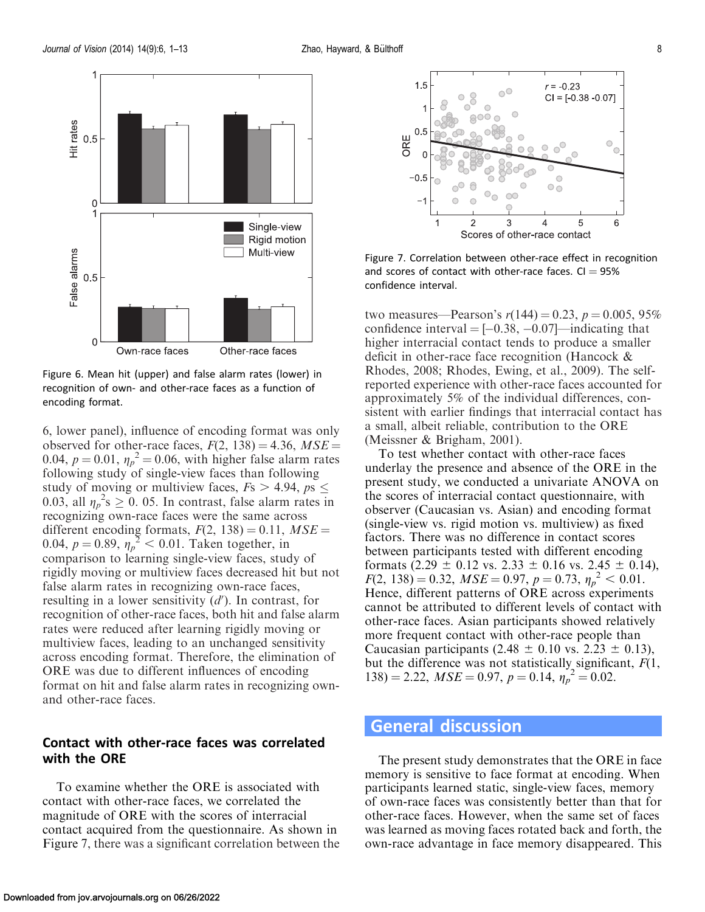Figure 6. Mean hit (upper) and false alarm rates (lower) in recognition of own- and other-race faces as a function of encoding format.

6, lower panel), influence of encoding format was only observed for other-race faces, $F(2, 138) = 4.36$, $MSE = 0.04$, $p = 0.01$, $\eta_p^2 = 0.06$, with higher false alarm rates following study of single-view faces than following study of moving or multiview faces, $F\text{s} > 4.94$, $p\text{s} \leq 0.03$, all $\eta_p^2\text{s} \geq 0.05$. In contrast, false alarm rates in recognizing own-race faces were the same across different encoding formats, $F(2, 138) = 0.11$, $MSE = 0.04$, $p = 0.89$, $\eta_p^2 < 0.01$. Taken together, in comparison to learning single-view faces, study of rigidly moving or multiview faces decreased hit but not false alarm rates in recognizing own-race faces, resulting in a lower sensitivity ($d'$). In contrast, for recognition of other-race faces, both hit and false alarm rates were reduced after learning rigidly moving or multiview faces, leading to an unchanged sensitivity across encoding format. Therefore, the elimination of ORE was due to different influences of encoding format on hit and false alarm rates in recognizing own- and other-race faces.

### Contact with other-race faces was correlated with the ORE

To examine whether the ORE is associated with contact with other-race faces, we correlated the magnitude of ORE with the scores of interracial contact acquired from the questionnaire. As shown in Figure 7, there was a significant correlation between the two measures—Pearson's $r(144) = 0.23$, $p = 0.005$, 95% confidence interval = [−0.38, −0.07]—indicating that higher interracial contact tends to produce a smaller deficit in other-race face recognition (Hancock & Rhodes, 2008; Rhodes, Ewing, et al., 2009). The self-reported experience with other-race faces accounted for approximately 5% of the individual differences, consistent with earlier findings that interracial contact has a small, albeit reliable, contribution to the ORE (Meissner & Brigham, 2001).

Figure 7. Correlation between other-race effect in recognition and scores of contact with other-race faces. CI = 95% confidence interval.

To test whether contact with other-race faces underlay the presence and absence of the ORE in the present study, we conducted a univariate ANOVA on the scores of interracial contact questionnaire, with observer (Caucasian vs. Asian) and encoding format (single-view vs. rigid motion vs. multiview) as fixed factors. There was no difference in contact scores between participants tested with different encoding formats (2.29 ± 0.12 vs. 2.33 ± 0.16 vs. 2.45 ± 0.14), $F(2, 138) = 0.32$, $MSE = 0.97$, $p = 0.73$, $\eta_p^2 < 0.01$. Hence, different patterns of ORE across experiments cannot be attributed to different levels of contact with other-race faces. Asian participants showed relatively more frequent contact with other-race people than Caucasian participants (2.48 ± 0.10 vs. 2.23 ± 0.13), but the difference was not statistically significant, $F(1, 138) = 2.22$, $MSE = 0.97$, $p = 0.14$, $\eta_p^2 = 0.02$.

## General discussion

The present study demonstrates that the ORE in face memory is sensitive to face format at encoding. When participants learned static, single-view faces, memory of own-race faces was consistently better than that for other-race faces. However, when the same set of faces was learned as moving faces rotated back and forth, the own-race advantage in face memory disappeared. This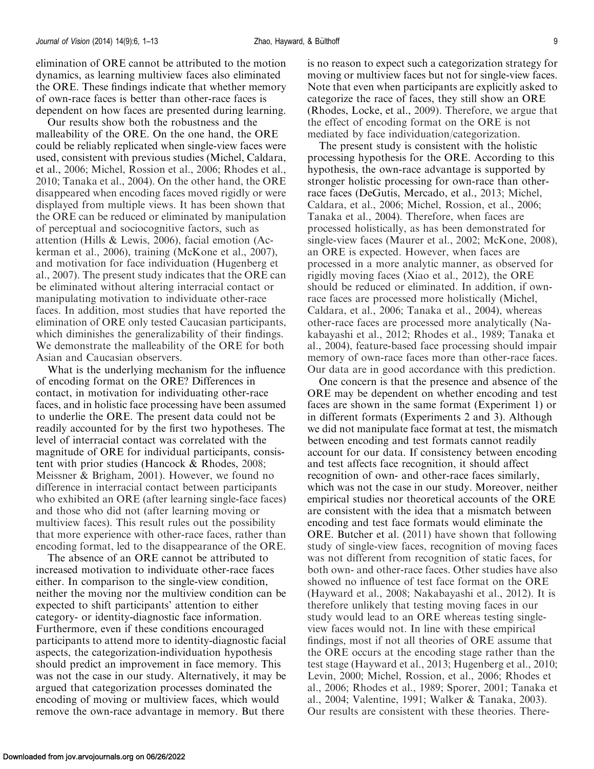elimination of ORE cannot be attributed to the motion dynamics, as learning multiview faces also eliminated the ORE. These findings indicate that whether memory of own-race faces is better than other-race faces is dependent on how faces are presented during learning.

Our results show both the robustness and the malleability of the ORE. On the one hand, the ORE could be reliably replicated when single-view faces were used, consistent with previous studies (Michel, Caldara, et al., 2006; Michel, Rossion et al., 2006; Rhodes et al., 2010; Tanaka et al., 2004). On the other hand, the ORE disappeared when encoding faces moved rigidly or were displayed from multiple views. It has been shown that the ORE can be reduced or eliminated by manipulation of perceptual and sociocognitive factors, such as attention (Hills & Lewis, 2006), facial emotion (Ackerman et al., 2006), training (McKone et al., 2007), and motivation for face individuation (Hugenberg et al., 2007). The present study indicates that the ORE can be eliminated without altering interracial contact or manipulating motivation to individuate other-race faces. In addition, most studies that have reported the elimination of ORE only tested Caucasian participants, which diminishes the generalizability of their findings. We demonstrate the malleability of the ORE for both Asian and Caucasian observers.

What is the underlying mechanism for the influence of encoding format on the ORE? Differences in contact, in motivation for individuating other-race faces, and in holistic face processing have been assumed to underlie the ORE. The present data could not be readily accounted for by the first two hypotheses. The level of interracial contact was correlated with the magnitude of ORE for individual participants, consistent with prior studies (Hancock & Rhodes, 2008; Meissner & Brigham, 2001). However, we found no difference in interracial contact between participants who exhibited an ORE (after learning single-face faces) and those who did not (after learning moving or multiview faces). This result rules out the possibility that more experience with other-race faces, rather than encoding format, led to the disappearance of the ORE.

The absence of an ORE cannot be attributed to increased motivation to individuate other-race faces either. In comparison to the single-view condition, neither the moving nor the multiview condition can be expected to shift participants' attention to either category- or identity-diagnostic face information. Furthermore, even if these conditions encouraged participants to attend more to identity-diagnostic facial aspects, the categorization-individuation hypothesis should predict an improvement in face memory. This was not the case in our study. Alternatively, it may be argued that categorization processes dominated the encoding of moving or multiview faces, which would remove the own-race advantage in memory. But there is no reason to expect such a categorization strategy for moving or multiview faces but not for single-view faces. Note that even when participants are explicitly asked to categorize the race of faces, they still show an ORE (Rhodes, Locke, et al., 2009). Therefore, we argue that the effect of encoding format on the ORE is not mediated by face individuation/categorization.

The present study is consistent with the holistic processing hypothesis for the ORE. According to this hypothesis, the own-race advantage is supported by stronger holistic processing for own-race than other-race faces (DeGutis, Mercado, et al., 2013; Michel, Caldara, et al., 2006; Michel, Rossion, et al., 2006; Tanaka et al., 2004). Therefore, when faces are processed holistically, as has been demonstrated for single-view faces (Maurer et al., 2002; McKone, 2008), an ORE is expected. However, when faces are processed in a more analytic manner, as observed for rigidly moving faces (Xiao et al., 2012), the ORE should be reduced or eliminated. In addition, if own-race faces are processed more holistically (Michel, Caldara, et al., 2006; Tanaka et al., 2004), whereas other-race faces are processed more analytically (Nakabayashi et al., 2012; Rhodes et al., 1989; Tanaka et al., 2004), feature-based face processing should impair memory of own-race faces more than other-race faces. Our data are in good accordance with this prediction.

One concern is that the presence and absence of the ORE may be dependent on whether encoding and test faces are shown in the same format (Experiment 1) or in different formats (Experiments 2 and 3). Although we did not manipulate face format at test, the mismatch between encoding and test formats cannot readily account for our data. If consistency between encoding and test affects face recognition, it should affect recognition of own- and other-race faces similarly, which was not the case in our study. Moreover, neither empirical studies nor theoretical accounts of the ORE are consistent with the idea that a mismatch between encoding and test face formats would eliminate the ORE. Butcher et al. (2011) have shown that following study of single-view faces, recognition of moving faces was not different from recognition of static faces, for both own- and other-race faces. Other studies have also showed no influence of test face format on the ORE (Hayward et al., 2008; Nakabayashi et al., 2012). It is therefore unlikely that testing moving faces in our study would lead to an ORE whereas testing single-view faces would not. In line with these empirical findings, most if not all theories of ORE assume that the ORE occurs at the encoding stage rather than the test stage (Hayward et al., 2013; Hugenberg et al., 2010; Levin, 2000; Michel, Rossion, et al., 2006; Rhodes et al., 2006; Rhodes et al., 1989; Sporer, 2001; Tanaka et al., 2004; Valentine, 1991; Walker & Tanaka, 2003). Our results are consistent with these theories. There-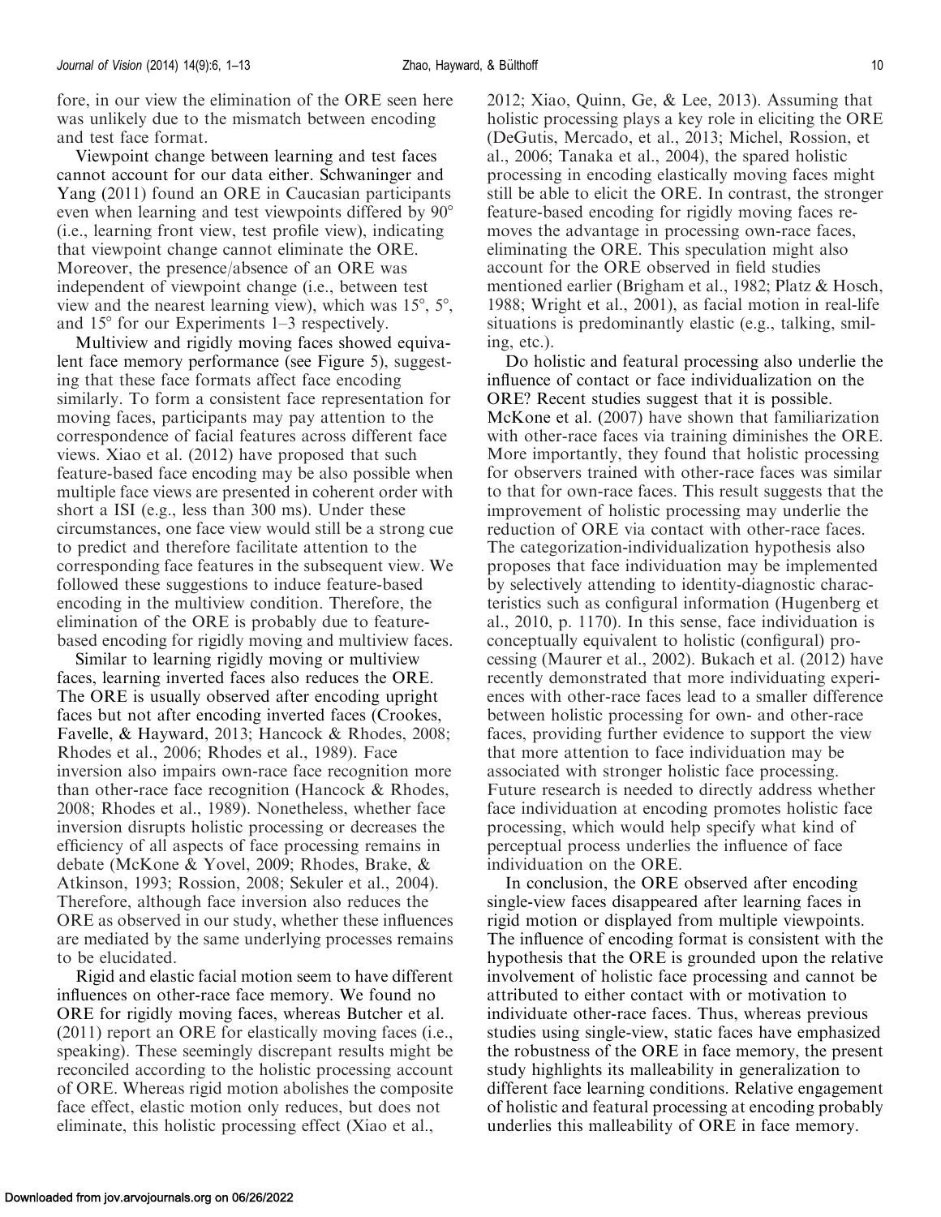fore, in our view the elimination of the ORE seen here was unlikely due to the mismatch between encoding and test face format.

Viewpoint change between learning and test faces cannot account for our data either. Schwaninger and Yang (2011) found an ORE in Caucasian participants even when learning and test viewpoints differed by 90° (i.e., learning front view, test profile view), indicating that viewpoint change cannot eliminate the ORE. Moreover, the presence/absence of an ORE was independent of viewpoint change (i.e., between test view and the nearest learning view), which was 15°, 5°, and 15° for our Experiments 1–3 respectively.

Multiview and rigidly moving faces showed equivalent face memory performance (see Figure 5), suggesting that these face formats affect face encoding similarly. To form a consistent face representation for moving faces, participants may pay attention to the correspondence of facial features across different face views. Xiao et al. (2012) have proposed that such feature-based face encoding may be also possible when multiple face views are presented in coherent order with short a ISI (e.g., less than 300 ms). Under these circumstances, one face view would still be a strong cue to predict and therefore facilitate attention to the corresponding face features in the subsequent view. We followed these suggestions to induce feature-based encoding in the multiview condition. Therefore, the elimination of the ORE is probably due to feature-based encoding for rigidly moving and multiview faces.

Similar to learning rigidly moving or multiview faces, learning inverted faces also reduces the ORE. The ORE is usually observed after encoding upright faces but not after encoding inverted faces (Crookes, Favelle, & Hayward, 2013; Hancock & Rhodes, 2008; Rhodes et al., 2006; Rhodes et al., 1989). Face inversion also impairs own-race face recognition more than other-race face recognition (Hancock & Rhodes, 2008; Rhodes et al., 1989). Nonetheless, whether face inversion disrupts holistic processing or decreases the efficiency of all aspects of face processing remains in debate (McKone & Yovel, 2009; Rhodes, Brake, & Atkinson, 1993; Rossion, 2008; Sekuler et al., 2004). Therefore, although face inversion also reduces the ORE as observed in our study, whether these influences are mediated by the same underlying processes remains to be elucidated.

Rigid and elastic facial motion seem to have different influences on other-race face memory. We found no ORE for rigidly moving faces, whereas Butcher et al. (2011) report an ORE for elastically moving faces (i.e., speaking). These seemingly discrepant results might be reconciled according to the holistic processing account of ORE. Whereas rigid motion abolishes the composite face effect, elastic motion only reduces, but does not eliminate, this holistic processing effect (Xiao et al., 2012; Xiao, Quinn, Ge, & Lee, 2013). Assuming that holistic processing plays a key role in eliciting the ORE (DeGutis, Mercado, et al., 2013; Michel, Rossion, et al., 2006; Tanaka et al., 2004), the spared holistic processing in encoding elastically moving faces might still be able to elicit the ORE. In contrast, the stronger feature-based encoding for rigidly moving faces removes the advantage in processing own-race faces, eliminating the ORE. This speculation might also account for the ORE observed in field studies mentioned earlier (Brigham et al., 1982; Platz & Hosch, 1988; Wright et al., 2001), as facial motion in real-life situations is predominantly elastic (e.g., talking, smiling, etc.).

Do holistic and featural processing also underlie the influence of contact or face individualization on the ORE? Recent studies suggest that it is possible. McKone et al. (2007) have shown that familiarization with other-race faces via training diminishes the ORE. More importantly, they found that holistic processing for observers trained with other-race faces was similar to that for own-race faces. This result suggests that the improvement of holistic processing may underlie the reduction of ORE via contact with other-race faces. The categorization-individualization hypothesis also proposes that face individuation may be implemented by selectively attending to identity-diagnostic characteristics such as configural information (Hugenberg et al., 2010, p. 1170). In this sense, face individuation is conceptually equivalent to holistic (configural) processing (Maurer et al., 2002). Bukach et al. (2012) have recently demonstrated that more individuating experiences with other-race faces lead to a smaller difference between holistic processing for own- and other-race faces, providing further evidence to support the view that more attention to face individuation may be associated with stronger holistic face processing. Future research is needed to directly address whether face individuation at encoding promotes holistic face processing, which would help specify what kind of perceptual process underlies the influence of face individuation on the ORE.

In conclusion, the ORE observed after encoding single-view faces disappeared after learning faces in rigid motion or displayed from multiple viewpoints. The influence of encoding format is consistent with the hypothesis that the ORE is grounded upon the relative involvement of holistic face processing and cannot be attributed to either contact with or motivation to individuate other-race faces. Thus, whereas previous studies using single-view, static faces have emphasized the robustness of the ORE in face memory, the present study highlights its malleability in generalization to different face learning conditions. Relative engagement of holistic and featural processing at encoding probably underlies this malleability of ORE in face memory.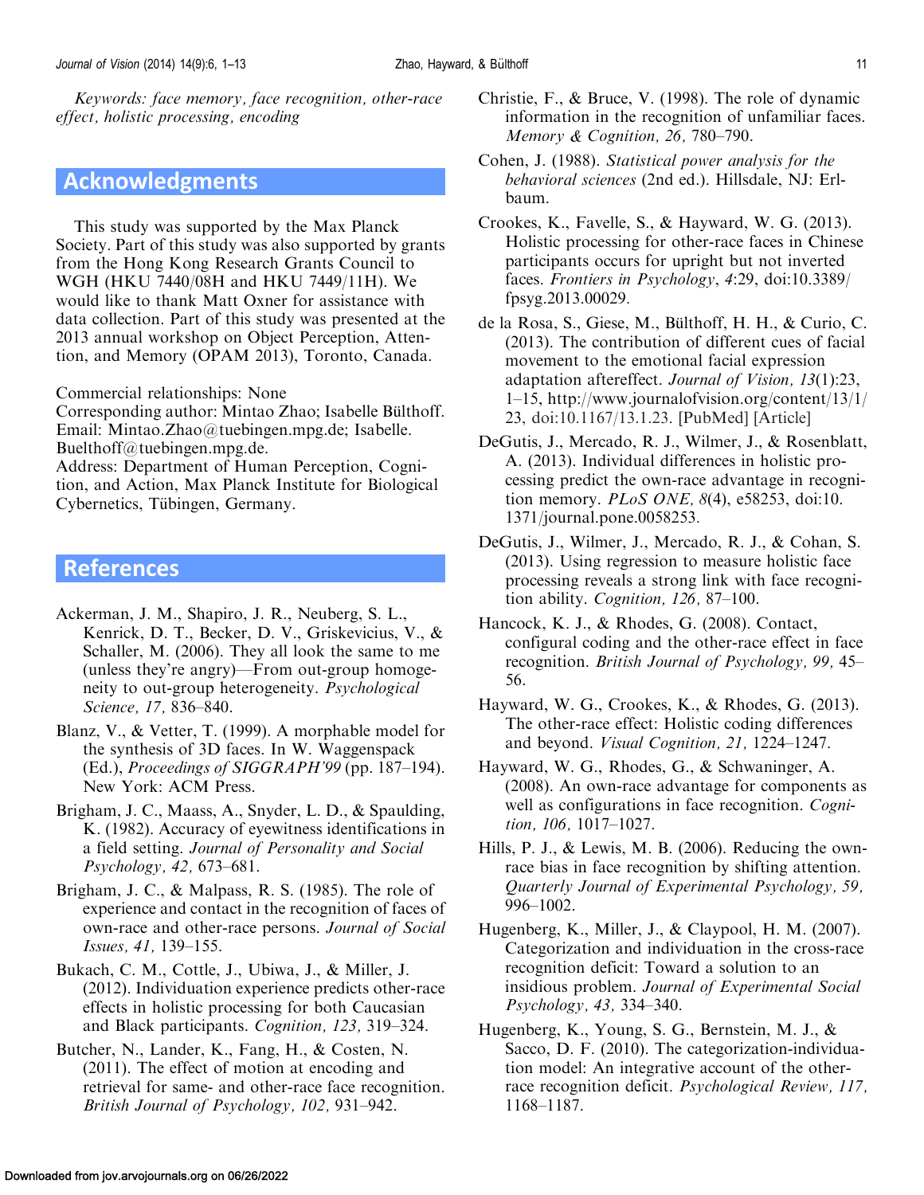*Keywords: face memory, face recognition, other-race effect, holistic processing, encoding*

## Acknowledgments

This study was supported by the Max Planck Society. Part of this study was also supported by grants from the Hong Kong Research Grants Council to WGH (HKU 7440/08H and HKU 7449/11H). We would like to thank Matt Oxner for assistance with data collection. Part of this study was presented at the 2013 annual workshop on Object Perception, Attention, and Memory (OPAM 2013), Toronto, Canada.

Commercial relationships: None
Corresponding author: Mintao Zhao; Isabelle Bülthoff.
Email: Mintao.Zhao@tuebingen.mpg.de; Isabelle.Buelthoff@tuebingen.mpg.de.
Address: Department of Human Perception, Cognition, and Action, Max Planck Institute for Biological Cybernetics, Tübingen, Germany.

## References

Ackerman, J. M., Shapiro, J. R., Neuberg, S. L., Kenrick, D. T., Becker, D. V., Griskevicius, V., & Schaller, M. (2006). They all look the same to me (unless they're angry)—From out-group homogeneity to out-group heterogeneity. *Psychological Science, 17,* 836–840.

Blanz, V., & Vetter, T. (1999). A morphable model for the synthesis of 3D faces. In W. Waggenspack (Ed.), *Proceedings of SIGGRAPH'99* (pp. 187–194). New York: ACM Press.

Brigham, J. C., Maass, A., Snyder, L. D., & Spaulding, K. (1982). Accuracy of eyewitness identifications in a field setting. *Journal of Personality and Social Psychology, 42,* 673–681.

Brigham, J. C., & Malpass, R. S. (1985). The role of experience and contact in the recognition of faces of own-race and other-race persons. *Journal of Social Issues, 41,* 139–155.

Bukach, C. M., Cottle, J., Ubiwa, J., & Miller, J. (2012). Individuation experience predicts other-race effects in holistic processing for both Caucasian and Black participants. *Cognition, 123,* 319–324.

Butcher, N., Lander, K., Fang, H., & Costen, N. (2011). The effect of motion at encoding and retrieval for same- and other-race face recognition. *British Journal of Psychology, 102,* 931–942.

Christie, F., & Bruce, V. (1998). The role of dynamic information in the recognition of unfamiliar faces. *Memory & Cognition, 26,* 780–790.

Cohen, J. (1988). *Statistical power analysis for the behavioral sciences* (2nd ed.). Hillsdale, NJ: Erlbaum.

Crookes, K., Favelle, S., & Hayward, W. G. (2013). Holistic processing for other-race faces in Chinese participants occurs for upright but not inverted faces. *Frontiers in Psychology*, *4*:29, doi:10.3389/fpsyg.2013.00029.

de la Rosa, S., Giese, M., Bülthoff, H. H., & Curio, C. (2013). The contribution of different cues of facial movement to the emotional facial expression adaptation aftereffect. *Journal of Vision, 13*(1):23, 1–15, http://www.journalofvision.org/content/13/1/23, doi:10.1167/13.1.23. [PubMed] [Article]

DeGutis, J., Mercado, R. J., Wilmer, J., & Rosenblatt, A. (2013). Individual differences in holistic processing predict the own-race advantage in recognition memory. *PLoS ONE, 8*(4), e58253, doi:10.1371/journal.pone.0058253.

DeGutis, J., Wilmer, J., Mercado, R. J., & Cohan, S. (2013). Using regression to measure holistic face processing reveals a strong link with face recognition ability. *Cognition, 126,* 87–100.

Hancock, K. J., & Rhodes, G. (2008). Contact, configural coding and the other-race effect in face recognition. *British Journal of Psychology, 99,* 45–56.

Hayward, W. G., Crookes, K., & Rhodes, G. (2013). The other-race effect: Holistic coding differences and beyond. *Visual Cognition, 21,* 1224–1247.

Hayward, W. G., Rhodes, G., & Schwaninger, A. (2008). An own-race advantage for components as well as configurations in face recognition. *Cognition, 106,* 1017–1027.

Hills, P. J., & Lewis, M. B. (2006). Reducing the own-race bias in face recognition by shifting attention. *Quarterly Journal of Experimental Psychology, 59,* 996–1002.

Hugenberg, K., Miller, J., & Claypool, H. M. (2007). Categorization and individuation in the cross-race recognition deficit: Toward a solution to an insidious problem. *Journal of Experimental Social Psychology, 43,* 334–340.

Hugenberg, K., Young, S. G., Bernstein, M. J., & Sacco, D. F. (2010). The categorization-individuation model: An integrative account of the other-race recognition deficit. *Psychological Review, 117,* 1168–1187.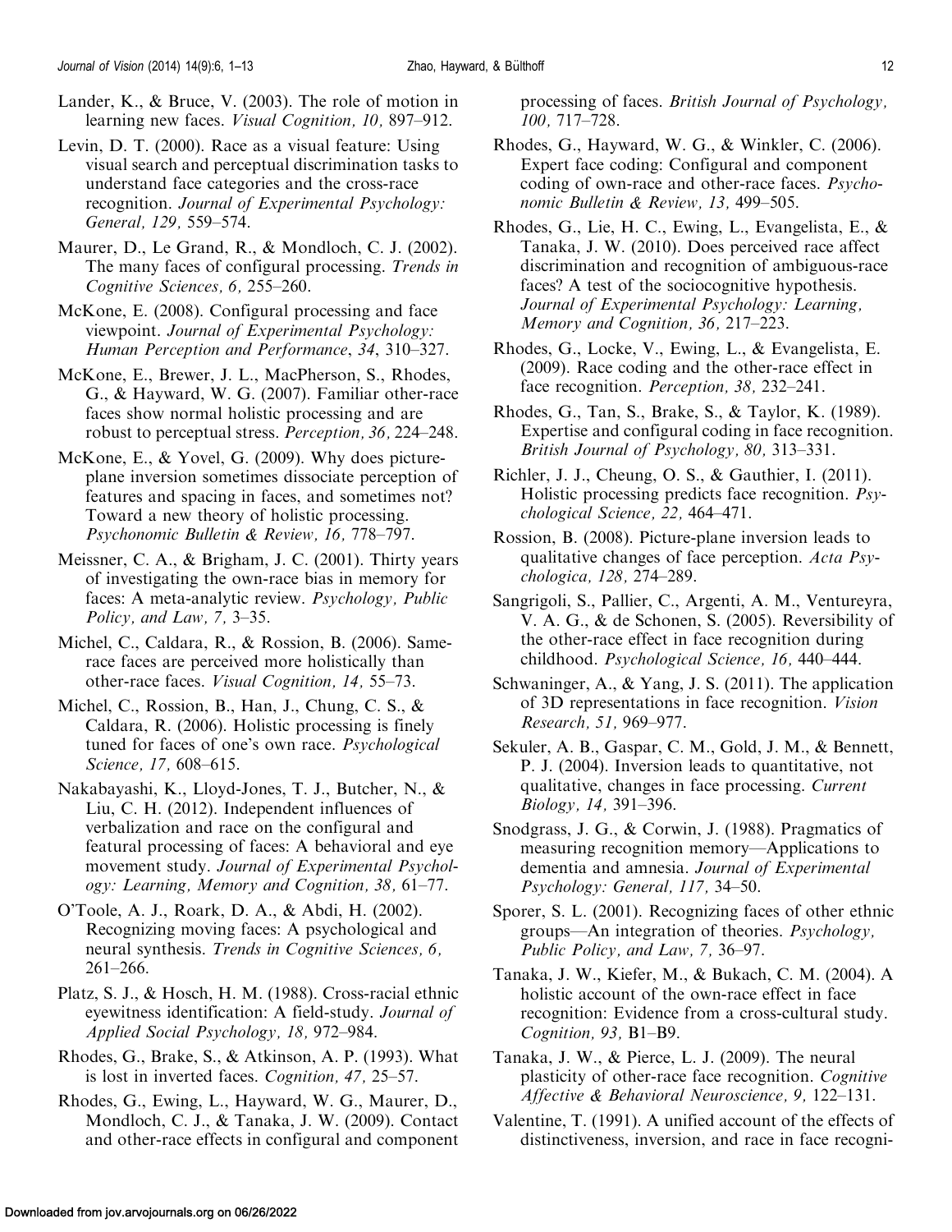Lander, K., & Bruce, V. (2003). The role of motion in learning new faces. *Visual Cognition, 10,* 897–912.

Levin, D. T. (2000). Race as a visual feature: Using visual search and perceptual discrimination tasks to understand face categories and the cross-race recognition. *Journal of Experimental Psychology: General, 129,* 559–574.

Maurer, D., Le Grand, R., & Mondloch, C. J. (2002). The many faces of configural processing. *Trends in Cognitive Sciences, 6,* 255–260.

McKone, E. (2008). Configural processing and face viewpoint. *Journal of Experimental Psychology: Human Perception and Performance*, *34*, 310–327.

McKone, E., Brewer, J. L., MacPherson, S., Rhodes, G., & Hayward, W. G. (2007). Familiar other-race faces show normal holistic processing and are robust to perceptual stress. *Perception, 36,* 224–248.

McKone, E., & Yovel, G. (2009). Why does picture-plane inversion sometimes dissociate perception of features and spacing in faces, and sometimes not? Toward a new theory of holistic processing. *Psychonomic Bulletin & Review, 16,* 778–797.

Meissner, C. A., & Brigham, J. C. (2001). Thirty years of investigating the own-race bias in memory for faces: A meta-analytic review. *Psychology, Public Policy, and Law, 7,* 3–35.

Michel, C., Caldara, R., & Rossion, B. (2006). Same-race faces are perceived more holistically than other-race faces. *Visual Cognition, 14,* 55–73.

Michel, C., Rossion, B., Han, J., Chung, C. S., & Caldara, R. (2006). Holistic processing is finely tuned for faces of one's own race. *Psychological Science, 17,* 608–615.

Nakabayashi, K., Lloyd-Jones, T. J., Butcher, N., & Liu, C. H. (2012). Independent influences of verbalization and race on the configural and featural processing of faces: A behavioral and eye movement study. *Journal of Experimental Psychology: Learning, Memory and Cognition, 38,* 61–77.

O'Toole, A. J., Roark, D. A., & Abdi, H. (2002). Recognizing moving faces: A psychological and neural synthesis. *Trends in Cognitive Sciences, 6,* 261–266.

Platz, S. J., & Hosch, H. M. (1988). Cross-racial ethnic eyewitness identification: A field-study. *Journal of Applied Social Psychology, 18,* 972–984.

Rhodes, G., Brake, S., & Atkinson, A. P. (1993). What is lost in inverted faces. *Cognition, 47,* 25–57.

Rhodes, G., Ewing, L., Hayward, W. G., Maurer, D., Mondloch, C. J., & Tanaka, J. W. (2009). Contact and other-race effects in configural and component processing of faces. *British Journal of Psychology, 100,* 717–728.

Rhodes, G., Hayward, W. G., & Winkler, C. (2006). Expert face coding: Configural and component coding of own-race and other-race faces. *Psychonomic Bulletin & Review, 13,* 499–505.

Rhodes, G., Lie, H. C., Ewing, L., Evangelista, E., & Tanaka, J. W. (2010). Does perceived race affect discrimination and recognition of ambiguous-race faces? A test of the sociocognitive hypothesis. *Journal of Experimental Psychology: Learning, Memory and Cognition, 36,* 217–223.

Rhodes, G., Locke, V., Ewing, L., & Evangelista, E. (2009). Race coding and the other-race effect in face recognition. *Perception, 38,* 232–241.

Rhodes, G., Tan, S., Brake, S., & Taylor, K. (1989). Expertise and configural coding in face recognition. *British Journal of Psychology, 80,* 313–331.

Richler, J. J., Cheung, O. S., & Gauthier, I. (2011). Holistic processing predicts face recognition. *Psychological Science, 22,* 464–471.

Rossion, B. (2008). Picture-plane inversion leads to qualitative changes of face perception. *Acta Psychologica, 128,* 274–289.

Sangrigoli, S., Pallier, C., Argenti, A. M., Ventureyra, V. A. G., & de Schonen, S. (2005). Reversibility of the other-race effect in face recognition during childhood. *Psychological Science, 16,* 440–444.

Schwaninger, A., & Yang, J. S. (2011). The application of 3D representations in face recognition. *Vision Research, 51,* 969–977.

Sekuler, A. B., Gaspar, C. M., Gold, J. M., & Bennett, P. J. (2004). Inversion leads to quantitative, not qualitative, changes in face processing. *Current Biology, 14,* 391–396.

Snodgrass, J. G., & Corwin, J. (1988). Pragmatics of measuring recognition memory—Applications to dementia and amnesia. *Journal of Experimental Psychology: General, 117,* 34–50.

Sporer, S. L. (2001). Recognizing faces of other ethnic groups—An integration of theories. *Psychology, Public Policy, and Law, 7,* 36–97.

Tanaka, J. W., Kiefer, M., & Bukach, C. M. (2004). A holistic account of the own-race effect in face recognition: Evidence from a cross-cultural study. *Cognition, 93,* B1–B9.

Tanaka, J. W., & Pierce, L. J. (2009). The neural plasticity of other-race face recognition. *Cognitive Affective & Behavioral Neuroscience, 9,* 122–131.

Valentine, T. (1991). A unified account of the effects of distinctiveness, inversion, and race in face recogni-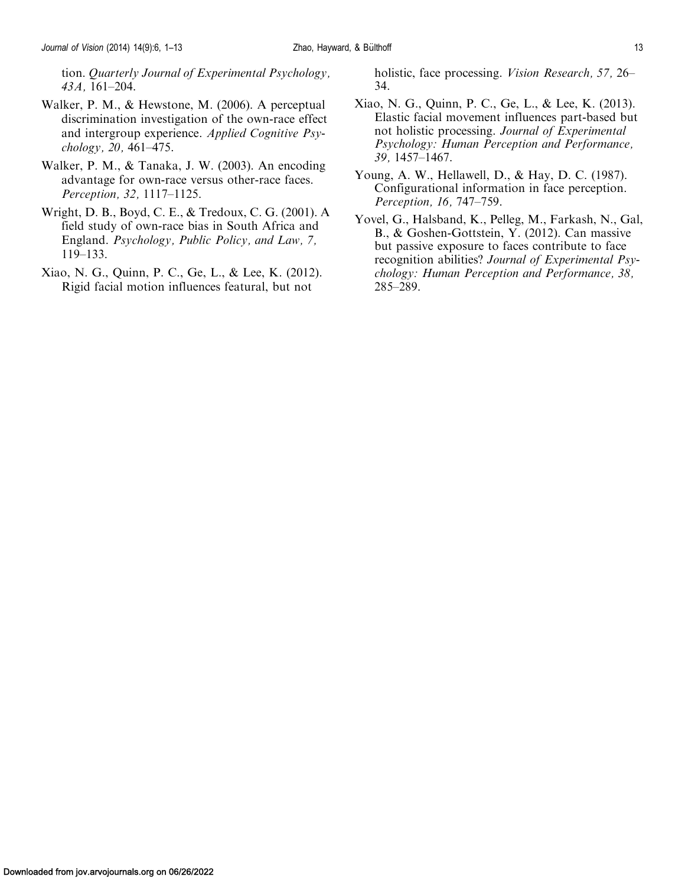tion. *Quarterly Journal of Experimental Psychology, 43A,* 161–204.

Walker, P. M., & Hewstone, M. (2006). A perceptual discrimination investigation of the own-race effect and intergroup experience. *Applied Cognitive Psychology, 20,* 461–475.

Walker, P. M., & Tanaka, J. W. (2003). An encoding advantage for own-race versus other-race faces. *Perception, 32,* 1117–1125.

Wright, D. B., Boyd, C. E., & Tredoux, C. G. (2001). A field study of own-race bias in South Africa and England. *Psychology, Public Policy, and Law, 7,* 119–133.

Xiao, N. G., Quinn, P. C., Ge, L., & Lee, K. (2012). Rigid facial motion influences featural, but not holistic, face processing. *Vision Research, 57,* 26–34.

Xiao, N. G., Quinn, P. C., Ge, L., & Lee, K. (2013). Elastic facial movement influences part-based but not holistic processing. *Journal of Experimental Psychology: Human Perception and Performance, 39,* 1457–1467.

Young, A. W., Hellawell, D., & Hay, D. C. (1987). Configurational information in face perception. *Perception, 16,* 747–759.

Yovel, G., Halsband, K., Pelleg, M., Farkash, N., Gal, B., & Goshen-Gottstein, Y. (2012). Can massive but passive exposure to faces contribute to face recognition abilities? *Journal of Experimental Psychology: Human Perception and Performance, 38,* 285–289.